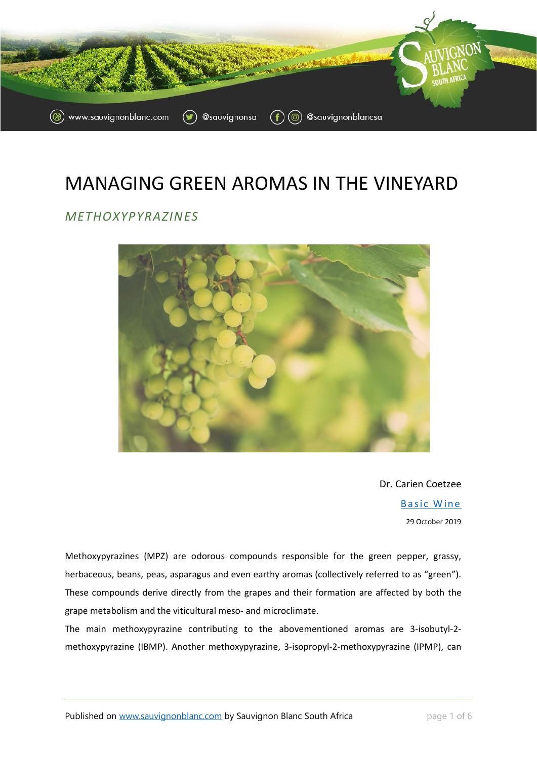# MANAGING GREEN AROMAS IN THE VINEYARD

## *METHOXYPYRAZINES*

Dr. Carien Coetzee

Basic Wine

29 October 2019

Methoxypyrazines (MPZ) are odorous compounds responsible for the green pepper, grassy, herbaceous, beans, peas, asparagus and even earthy aromas (collectively referred to as "green"). These compounds derive directly from the grapes and their formation are affected by both the grape metabolism and the viticultural meso- and microclimate.

The main methoxypyrazine contributing to the abovementioned aromas are 3-isobutyl-2-methoxypyrazine (IBMP). Another methoxypyrazine, 3-isopropyl-2-methoxypyrazine (IPMP), can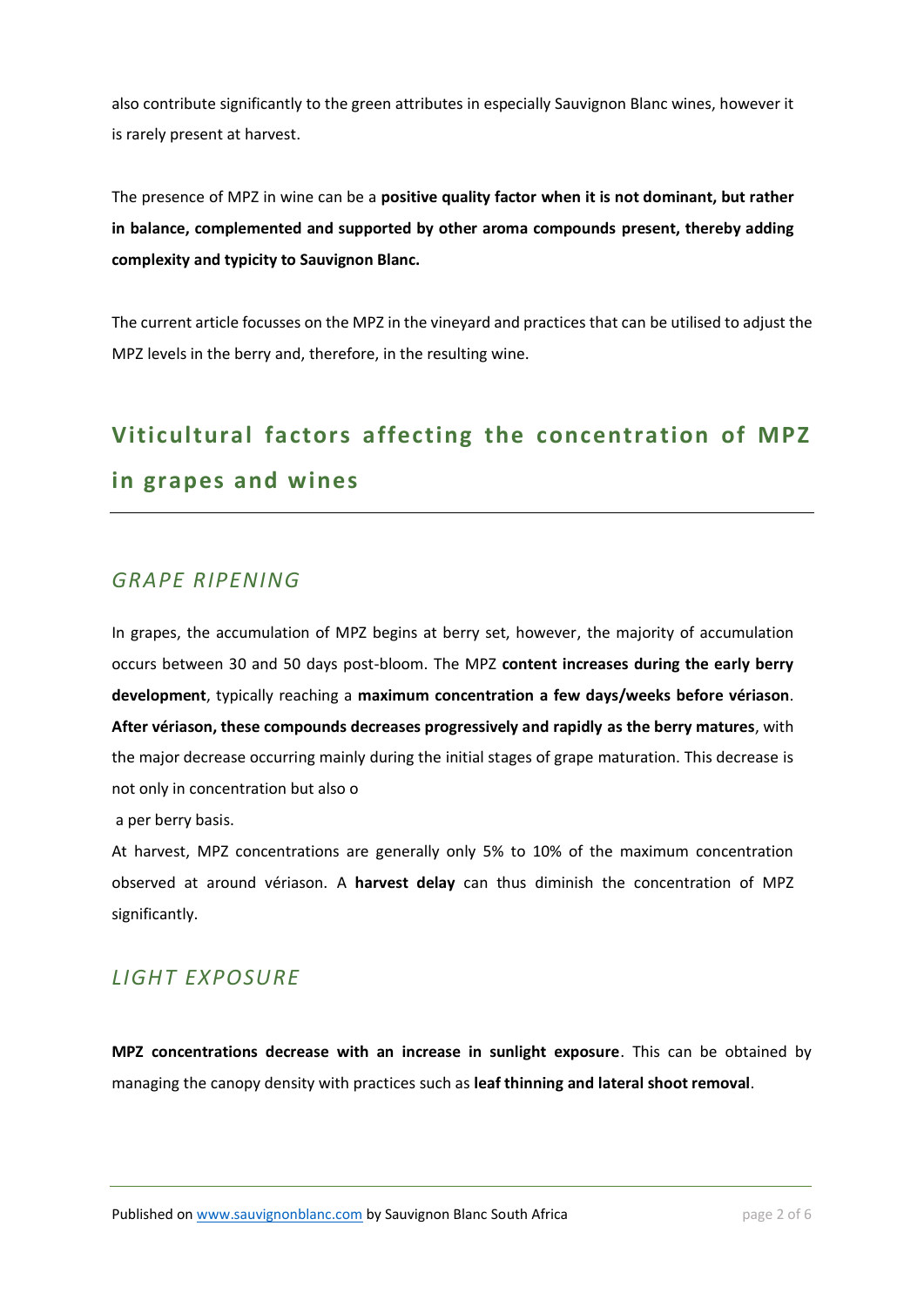also contribute significantly to the green attributes in especially Sauvignon Blanc wines, however it is rarely present at harvest.

The presence of MPZ in wine can be a **positive quality factor when it is not dominant, but rather in balance, complemented and supported by other aroma compounds present, thereby adding complexity and typicity to Sauvignon Blanc.**

The current article focusses on the MPZ in the vineyard and practices that can be utilised to adjust the MPZ levels in the berry and, therefore, in the resulting wine.

## Viticultural factors affecting the concentration of MPZ in grapes and wines

### *GRAPE RIPENING*

In grapes, the accumulation of MPZ begins at berry set, however, the majority of accumulation occurs between 30 and 50 days post-bloom. The MPZ **content increases during the early berry development**, typically reaching a **maximum concentration a few days/weeks before vériason**. **After vériason, these compounds decreases progressively and rapidly as the berry matures**, with the major decrease occurring mainly during the initial stages of grape maturation. This decrease is not only in concentration but also o

a per berry basis.

At harvest, MPZ concentrations are generally only 5% to 10% of the maximum concentration observed at around vériason. A **harvest delay** can thus diminish the concentration of MPZ significantly.

### *LIGHT EXPOSURE*

**MPZ concentrations decrease with an increase in sunlight exposure**. This can be obtained by managing the canopy density with practices such as **leaf thinning and lateral shoot removal**.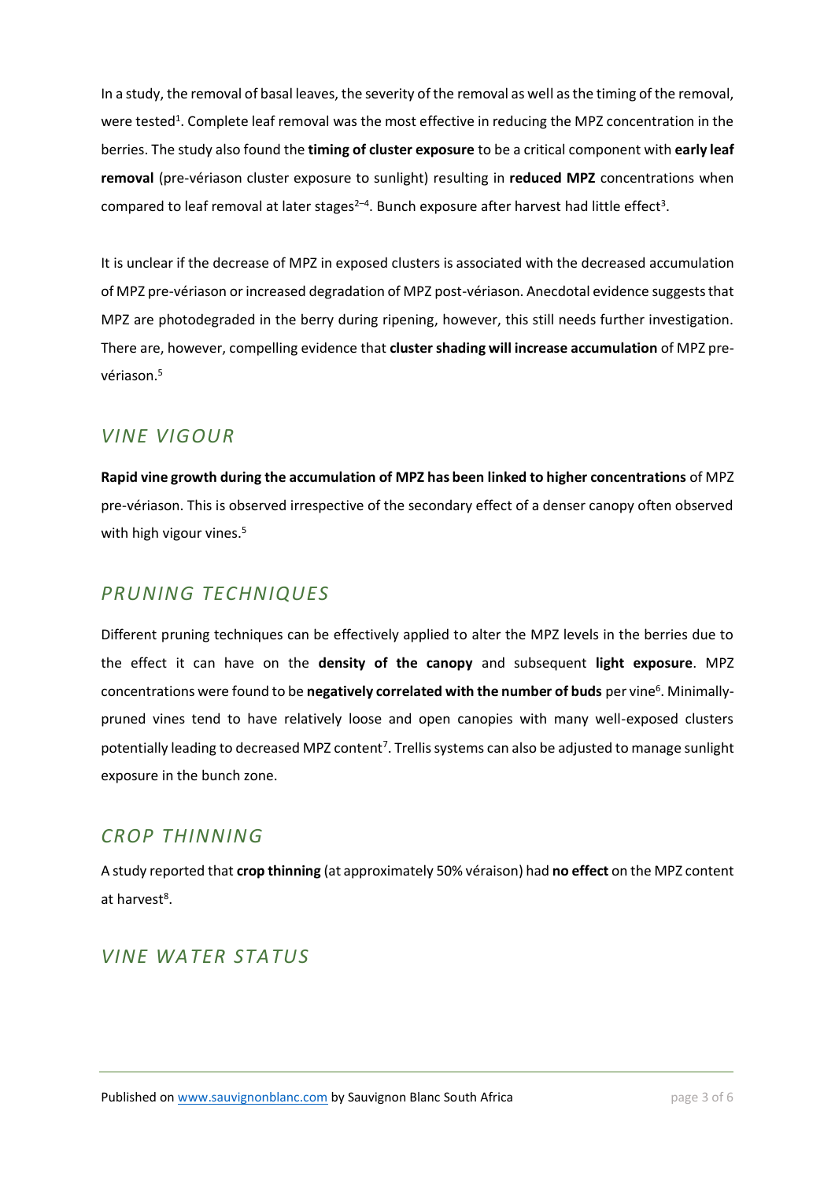In a study, the removal of basal leaves, the severity of the removal as well as the timing of the removal, were tested[1]. Complete leaf removal was the most effective in reducing the MPZ concentration in the berries. The study also found the **timing of cluster exposure** to be a critical component with **early leaf removal** (pre-vériason cluster exposure to sunlight) resulting in **reduced MPZ** concentrations when compared to leaf removal at later stages[2–4]. Bunch exposure after harvest had little effect[3].

It is unclear if the decrease of MPZ in exposed clusters is associated with the decreased accumulation of MPZ pre-vériason or increased degradation of MPZ post-vériason. Anecdotal evidence suggests that MPZ are photodegraded in the berry during ripening, however, this still needs further investigation. There are, however, compelling evidence that **cluster shading will increase accumulation** of MPZ pre-vériason.[5]

## *VINE VIGOUR*

**Rapid vine growth during the accumulation of MPZ has been linked to higher concentrations** of MPZ pre-vériason. This is observed irrespective of the secondary effect of a denser canopy often observed with high vigour vines.[5]

## *PRUNING TECHNIQUES*

Different pruning techniques can be effectively applied to alter the MPZ levels in the berries due to the effect it can have on the **density of the canopy** and subsequent **light exposure**. MPZ concentrations were found to be **negatively correlated with the number of buds** per vine[6]. Minimally-pruned vines tend to have relatively loose and open canopies with many well-exposed clusters potentially leading to decreased MPZ content[7]. Trellis systems can also be adjusted to manage sunlight exposure in the bunch zone.

## *CROP THINNING*

A study reported that **crop thinning** (at approximately 50% véraison) had **no effect** on the MPZ content at harvest[8].

## *VINE WATER STATUS*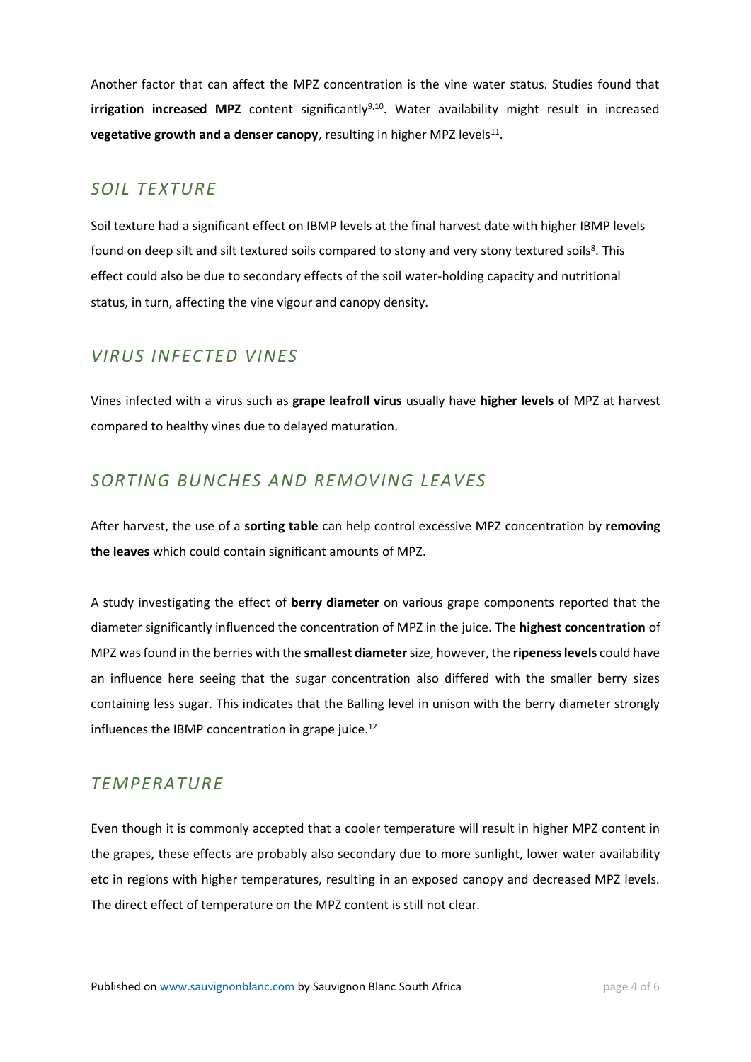Another factor that can affect the MPZ concentration is the vine water status. Studies found that **irrigation increased MPZ** content significantly[9,10]. Water availability might result in increased **vegetative growth and a denser canopy**, resulting in higher MPZ levels[11].

## *SOIL TEXTURE*

Soil texture had a significant effect on IBMP levels at the final harvest date with higher IBMP levels found on deep silt and silt textured soils compared to stony and very stony textured soils[8]. This effect could also be due to secondary effects of the soil water-holding capacity and nutritional status, in turn, affecting the vine vigour and canopy density.

## *VIRUS INFECTED VINES*

Vines infected with a virus such as **grape leafroll virus** usually have **higher levels** of MPZ at harvest compared to healthy vines due to delayed maturation.

## *SORTING BUNCHES AND REMOVING LEAVES*

After harvest, the use of a **sorting table** can help control excessive MPZ concentration by **removing the leaves** which could contain significant amounts of MPZ.

A study investigating the effect of **berry diameter** on various grape components reported that the diameter significantly influenced the concentration of MPZ in the juice. The **highest concentration** of MPZ was found in the berries with the **smallest diameter** size, however, the **ripeness levels** could have an influence here seeing that the sugar concentration also differed with the smaller berry sizes containing less sugar. This indicates that the Balling level in unison with the berry diameter strongly influences the IBMP concentration in grape juice.[12]

## *TEMPERATURE*

Even though it is commonly accepted that a cooler temperature will result in higher MPZ content in the grapes, these effects are probably also secondary due to more sunlight, lower water availability etc in regions with higher temperatures, resulting in an exposed canopy and decreased MPZ levels. The direct effect of temperature on the MPZ content is still not clear.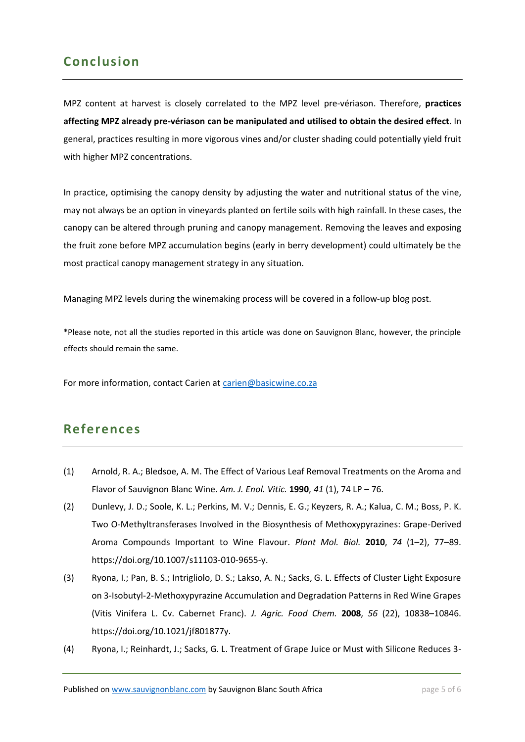## Conclusion

MPZ content at harvest is closely correlated to the MPZ level pre-vériason. Therefore, **practices affecting MPZ already pre-vériason can be manipulated and utilised to obtain the desired effect**. In general, practices resulting in more vigorous vines and/or cluster shading could potentially yield fruit with higher MPZ concentrations.

In practice, optimising the canopy density by adjusting the water and nutritional status of the vine, may not always be an option in vineyards planted on fertile soils with high rainfall. In these cases, the canopy can be altered through pruning and canopy management. Removing the leaves and exposing the fruit zone before MPZ accumulation begins (early in berry development) could ultimately be the most practical canopy management strategy in any situation.

Managing MPZ levels during the winemaking process will be covered in a follow-up blog post.

*Please note, not all the studies reported in this article was done on Sauvignon Blanc, however, the principle effects should remain the same.

For more information, contact Carien at [carien@basicwine.co.za](mailto:carien@basicwine.co.za)

## References

(1) Arnold, R. A.; Bledsoe, A. M. The Effect of Various Leaf Removal Treatments on the Aroma and Flavor of Sauvignon Blanc Wine. *Am. J. Enol. Vitic.* **1990**, *41* (1), 74 LP – 76.

(2) Dunlevy, J. D.; Soole, K. L.; Perkins, M. V.; Dennis, E. G.; Keyzers, R. A.; Kalua, C. M.; Boss, P. K. Two O-Methyltransferases Involved in the Biosynthesis of Methoxypyrazines: Grape-Derived Aroma Compounds Important to Wine Flavour. *Plant Mol. Biol.* **2010**, *74* (1–2), 77–89. https://doi.org/10.1007/s11103-010-9655-y.

(3) Ryona, I.; Pan, B. S.; Intrigliolo, D. S.; Lakso, A. N.; Sacks, G. L. Effects of Cluster Light Exposure on 3-Isobutyl-2-Methoxypyrazine Accumulation and Degradation Patterns in Red Wine Grapes (Vitis Vinifera L. Cv. Cabernet Franc). *J. Agric. Food Chem.* **2008**, *56* (22), 10838–10846. https://doi.org/10.1021/jf801877y.

(4) Ryona, I.; Reinhardt, J.; Sacks, G. L. Treatment of Grape Juice or Must with Silicone Reduces 3-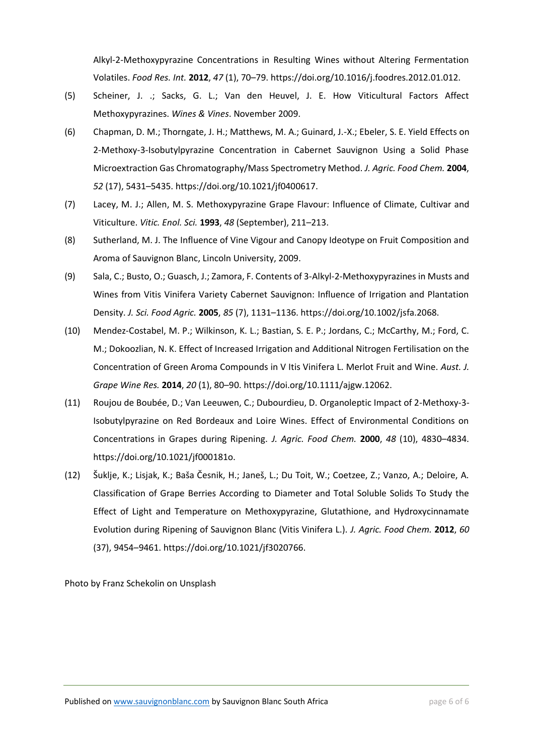Alkyl-2-Methoxypyrazine Concentrations in Resulting Wines without Altering Fermentation Volatiles. *Food Res. Int.* **2012**, *47* (1), 70–79. https://doi.org/10.1016/j.foodres.2012.01.012.

(5) Scheiner, J. .; Sacks, G. L.; Van den Heuvel, J. E. How Viticultural Factors Affect Methoxypyrazines. *Wines & Vines*. November 2009.

(6) Chapman, D. M.; Thorngate, J. H.; Matthews, M. A.; Guinard, J.-X.; Ebeler, S. E. Yield Effects on 2-Methoxy-3-Isobutylpyrazine Concentration in Cabernet Sauvignon Using a Solid Phase Microextraction Gas Chromatography/Mass Spectrometry Method. *J. Agric. Food Chem.* **2004**, *52* (17), 5431–5435. https://doi.org/10.1021/jf0400617.

(7) Lacey, M. J.; Allen, M. S. Methoxypyrazine Grape Flavour: Influence of Climate, Cultivar and Viticulture. *Vitic. Enol. Sci.* **1993**, *48* (September), 211–213.

(8) Sutherland, M. J. The Influence of Vine Vigour and Canopy Ideotype on Fruit Composition and Aroma of Sauvignon Blanc, Lincoln University, 2009.

(9) Sala, C.; Busto, O.; Guasch, J.; Zamora, F. Contents of 3-Alkyl-2-Methoxypyrazines in Musts and Wines from Vitis Vinifera Variety Cabernet Sauvignon: Influence of Irrigation and Plantation Density. *J. Sci. Food Agric.* **2005**, *85* (7), 1131–1136. https://doi.org/10.1002/jsfa.2068.

(10) Mendez-Costabel, M. P.; Wilkinson, K. L.; Bastian, S. E. P.; Jordans, C.; McCarthy, M.; Ford, C. M.; Dokoozlian, N. K. Effect of Increased Irrigation and Additional Nitrogen Fertilisation on the Concentration of Green Aroma Compounds in V Itis Vinifera L. Merlot Fruit and Wine. *Aust. J. Grape Wine Res.* **2014**, *20* (1), 80–90. https://doi.org/10.1111/ajgw.12062.

(11) Roujou de Boubée, D.; Van Leeuwen, C.; Dubourdieu, D. Organoleptic Impact of 2-Methoxy-3-Isobutylpyrazine on Red Bordeaux and Loire Wines. Effect of Environmental Conditions on Concentrations in Grapes during Ripening. *J. Agric. Food Chem.* **2000**, *48* (10), 4830–4834. https://doi.org/10.1021/jf000181o.

(12) Šuklje, K.; Lisjak, K.; Baša Česnik, H.; Janeš, L.; Du Toit, W.; Coetzee, Z.; Vanzo, A.; Deloire, A. Classification of Grape Berries According to Diameter and Total Soluble Solids To Study the Effect of Light and Temperature on Methoxypyrazine, Glutathione, and Hydroxycinnamate Evolution during Ripening of Sauvignon Blanc (Vitis Vinifera L.). *J. Agric. Food Chem.* **2012**, *60* (37), 9454–9461. https://doi.org/10.1021/jf3020766.

Photo by Franz Schekolin on Unsplash